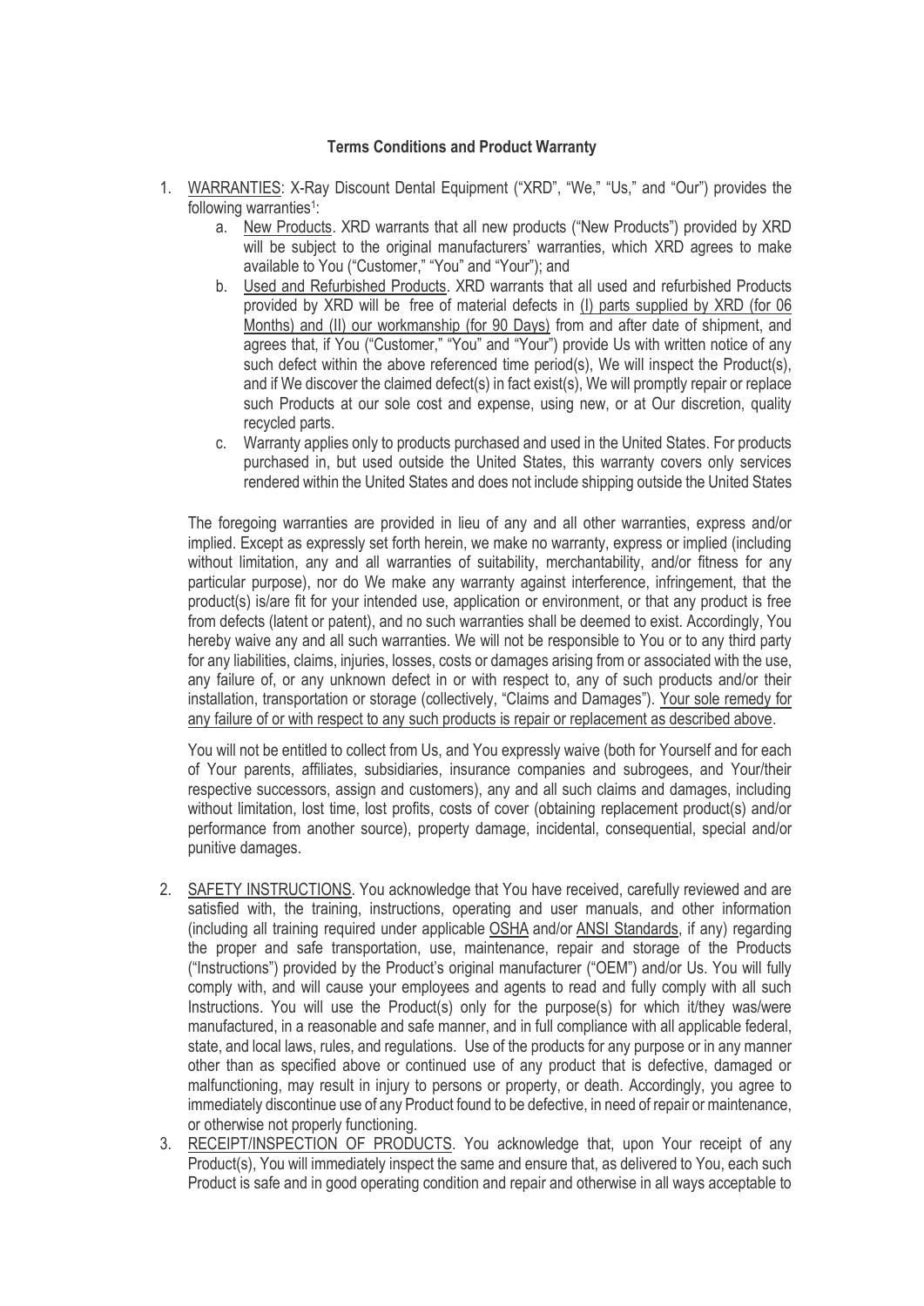**Terms Conditions and Product Warranty**

1. WARRANTIES: X-Ray Discount Dental Equipment ("XRD", "We," "Us," and "Our") provides the following warranties[1]:
   a. New Products. XRD warrants that all new products ("New Products") provided by XRD will be subject to the original manufacturers' warranties, which XRD agrees to make available to You ("Customer," "You" and "Your"); and
   b. Used and Refurbished Products. XRD warrants that all used and refurbished Products provided by XRD will be free of material defects in (I) parts supplied by XRD (for 06 Months) and (II) our workmanship (for 90 Days) from and after date of shipment, and agrees that, if You ("Customer," "You" and "Your") provide Us with written notice of any such defect within the above referenced time period(s), We will inspect the Product(s), and if We discover the claimed defect(s) in fact exist(s), We will promptly repair or replace such Products at our sole cost and expense, using new, or at Our discretion, quality recycled parts.
   c. Warranty applies only to products purchased and used in the United States. For products purchased in, but used outside the United States, this warranty covers only services rendered within the United States and does not include shipping outside the United States

   The foregoing warranties are provided in lieu of any and all other warranties, express and/or implied. Except as expressly set forth herein, we make no warranty, express or implied (including without limitation, any and all warranties of suitability, merchantability, and/or fitness for any particular purpose), nor do We make any warranty against interference, infringement, that the product(s) is/are fit for your intended use, application or environment, or that any product is free from defects (latent or patent), and no such warranties shall be deemed to exist. Accordingly, You hereby waive any and all such warranties. We will not be responsible to You or to any third party for any liabilities, claims, injuries, losses, costs or damages arising from or associated with the use, any failure of, or any unknown defect in or with respect to, any of such products and/or their installation, transportation or storage (collectively, "Claims and Damages"). Your sole remedy for any failure of or with respect to any such products is repair or replacement as described above.

   You will not be entitled to collect from Us, and You expressly waive (both for Yourself and for each of Your parents, affiliates, subsidiaries, insurance companies and subrogees, and Your/their respective successors, assign and customers), any and all such claims and damages, including without limitation, lost time, lost profits, costs of cover (obtaining replacement product(s) and/or performance from another source), property damage, incidental, consequential, special and/or punitive damages.

2. SAFETY INSTRUCTIONS. You acknowledge that You have received, carefully reviewed and are satisfied with, the training, instructions, operating and user manuals, and other information (including all training required under applicable OSHA and/or ANSI Standards, if any) regarding the proper and safe transportation, use, maintenance, repair and storage of the Products ("Instructions") provided by the Product's original manufacturer ("OEM") and/or Us. You will fully comply with, and will cause your employees and agents to read and fully comply with all such Instructions. You will use the Product(s) only for the purpose(s) for which it/they was/were manufactured, in a reasonable and safe manner, and in full compliance with all applicable federal, state, and local laws, rules, and regulations. Use of the products for any purpose or in any manner other than as specified above or continued use of any product that is defective, damaged or malfunctioning, may result in injury to persons or property, or death. Accordingly, you agree to immediately discontinue use of any Product found to be defective, in need of repair or maintenance, or otherwise not properly functioning.
3. RECEIPT/INSPECTION OF PRODUCTS. You acknowledge that, upon Your receipt of any Product(s), You will immediately inspect the same and ensure that, as delivered to You, each such Product is safe and in good operating condition and repair and otherwise in all ways acceptable to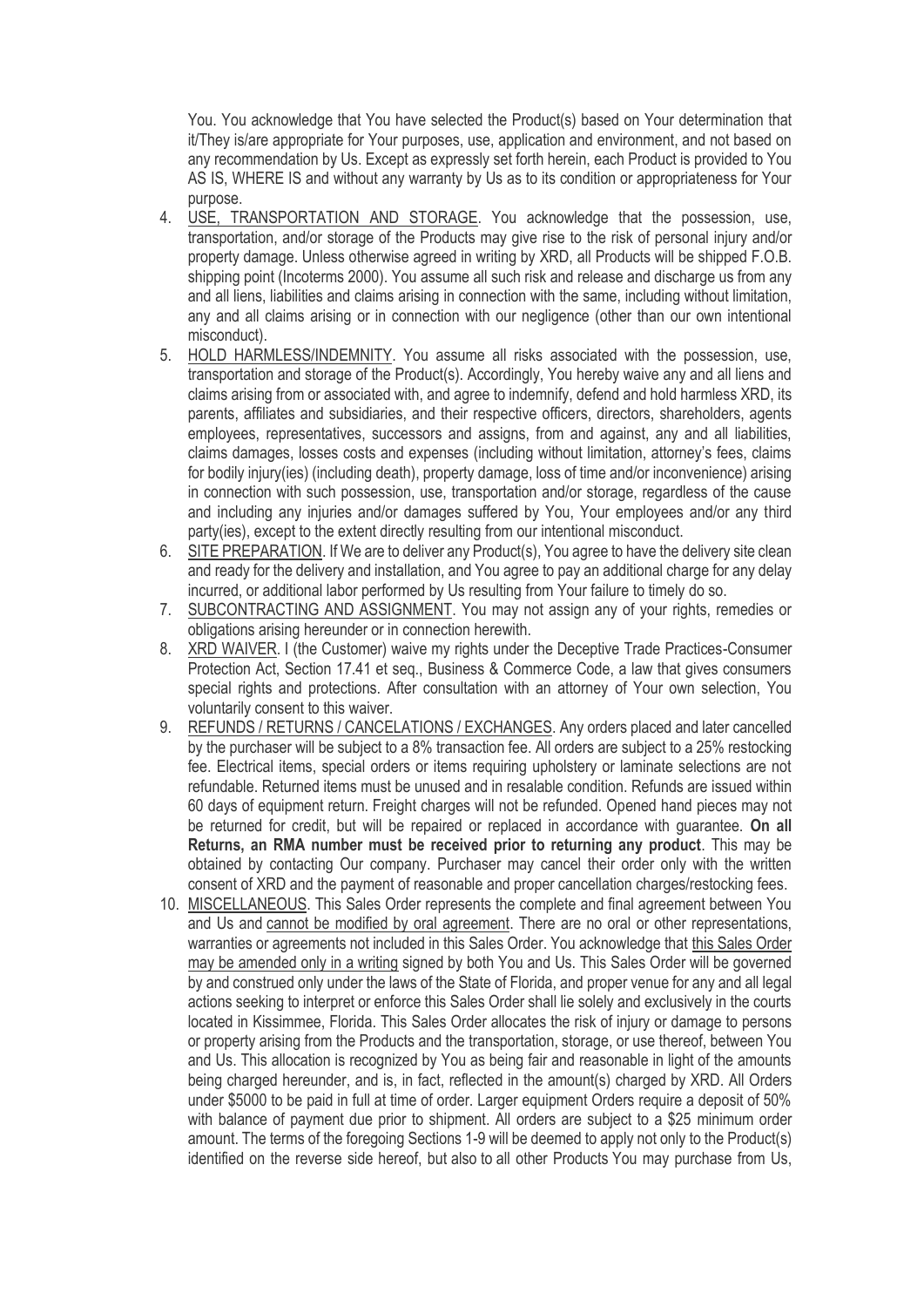You. You acknowledge that You have selected the Product(s) based on Your determination that it/They is/are appropriate for Your purposes, use, application and environment, and not based on any recommendation by Us. Except as expressly set forth herein, each Product is provided to You AS IS, WHERE IS and without any warranty by Us as to its condition or appropriateness for Your purpose.

4. <u>USE, TRANSPORTATION AND STORAGE</u>. You acknowledge that the possession, use, transportation, and/or storage of the Products may give rise to the risk of personal injury and/or property damage. Unless otherwise agreed in writing by XRD, all Products will be shipped F.O.B. shipping point (Incoterms 2000). You assume all such risk and release and discharge us from any and all liens, liabilities and claims arising in connection with the same, including without limitation, any and all claims arising or in connection with our negligence (other than our own intentional misconduct).
5. <u>HOLD HARMLESS/INDEMNITY</u>. You assume all risks associated with the possession, use, transportation and storage of the Product(s). Accordingly, You hereby waive any and all liens and claims arising from or associated with, and agree to indemnify, defend and hold harmless XRD, its parents, affiliates and subsidiaries, and their respective officers, directors, shareholders, agents employees, representatives, successors and assigns, from and against, any and all liabilities, claims damages, losses costs and expenses (including without limitation, attorney's fees, claims for bodily injury(ies) (including death), property damage, loss of time and/or inconvenience) arising in connection with such possession, use, transportation and/or storage, regardless of the cause and including any injuries and/or damages suffered by You, Your employees and/or any third party(ies), except to the extent directly resulting from our intentional misconduct.
6. <u>SITE PREPARATION</u>. If We are to deliver any Product(s), You agree to have the delivery site clean and ready for the delivery and installation, and You agree to pay an additional charge for any delay incurred, or additional labor performed by Us resulting from Your failure to timely do so.
7. <u>SUBCONTRACTING AND ASSIGNMENT</u>. You may not assign any of your rights, remedies or obligations arising hereunder or in connection herewith.
8. <u>XRD WAIVER</u>. I (the Customer) waive my rights under the Deceptive Trade Practices-Consumer Protection Act, Section 17.41 et seq., Business & Commerce Code, a law that gives consumers special rights and protections. After consultation with an attorney of Your own selection, You voluntarily consent to this waiver.
9. <u>REFUNDS / RETURNS / CANCELATIONS / EXCHANGES</u>. Any orders placed and later cancelled by the purchaser will be subject to a 8% transaction fee. All orders are subject to a 25% restocking fee. Electrical items, special orders or items requiring upholstery or laminate selections are not refundable. Returned items must be unused and in resalable condition. Refunds are issued within 60 days of equipment return. Freight charges will not be refunded. Opened hand pieces may not be returned for credit, but will be repaired or replaced in accordance with guarantee. **On all Returns, an RMA number must be received prior to returning any product**. This may be obtained by contacting Our company. Purchaser may cancel their order only with the written consent of XRD and the payment of reasonable and proper cancellation charges/restocking fees.
10. <u>MISCELLANEOUS</u>. This Sales Order represents the complete and final agreement between You and Us and <u>cannot be modified by oral agreement</u>. There are no oral or other representations, warranties or agreements not included in this Sales Order. You acknowledge that <u>this Sales Order may be amended only in a writing</u> signed by both You and Us. This Sales Order will be governed by and construed only under the laws of the State of Florida, and proper venue for any and all legal actions seeking to interpret or enforce this Sales Order shall lie solely and exclusively in the courts located in Kissimmee, Florida. This Sales Order allocates the risk of injury or damage to persons or property arising from the Products and the transportation, storage, or use thereof, between You and Us. This allocation is recognized by You as being fair and reasonable in light of the amounts being charged hereunder, and is, in fact, reflected in the amount(s) charged by XRD. All Orders under $5000 to be paid in full at time of order. Larger equipment Orders require a deposit of 50% with balance of payment due prior to shipment. All orders are subject to a $25 minimum order amount. The terms of the foregoing Sections 1-9 will be deemed to apply not only to the Product(s) identified on the reverse side hereof, but also to all other Products You may purchase from Us,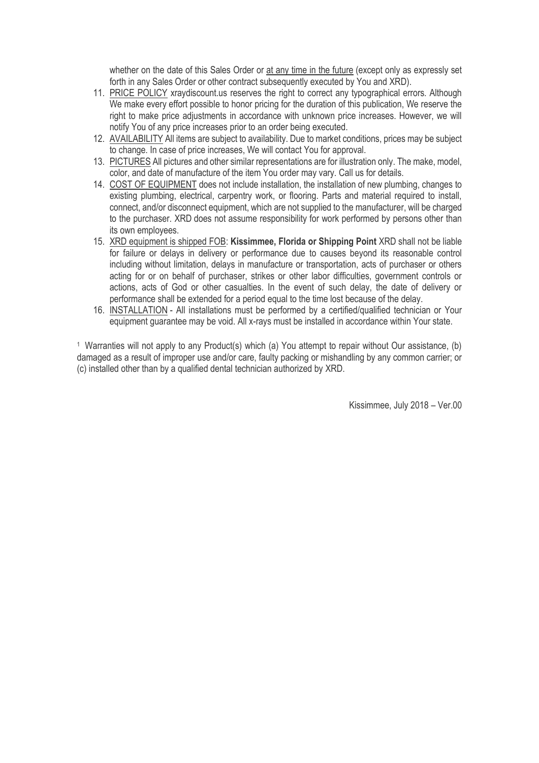whether on the date of this Sales Order or at any time in the future (except only as expressly set forth in any Sales Order or other contract subsequently executed by You and XRD).

11. PRICE POLICY xraydiscount.us reserves the right to correct any typographical errors. Although We make every effort possible to honor pricing for the duration of this publication, We reserve the right to make price adjustments in accordance with unknown price increases. However, we will notify You of any price increases prior to an order being executed.
12. AVAILABILITY All items are subject to availability. Due to market conditions, prices may be subject to change. In case of price increases, We will contact You for approval.
13. PICTURES All pictures and other similar representations are for illustration only. The make, model, color, and date of manufacture of the item You order may vary. Call us for details.
14. COST OF EQUIPMENT does not include installation, the installation of new plumbing, changes to existing plumbing, electrical, carpentry work, or flooring. Parts and material required to install, connect, and/or disconnect equipment, which are not supplied to the manufacturer, will be charged to the purchaser. XRD does not assume responsibility for work performed by persons other than its own employees.
15. XRD equipment is shipped FOB: **Kissimmee, Florida or Shipping Point** XRD shall not be liable for failure or delays in delivery or performance due to causes beyond its reasonable control including without limitation, delays in manufacture or transportation, acts of purchaser or others acting for or on behalf of purchaser, strikes or other labor difficulties, government controls or actions, acts of God or other casualties. In the event of such delay, the date of delivery or performance shall be extended for a period equal to the time lost because of the delay.
16. INSTALLATION - All installations must be performed by a certified/qualified technician or Your equipment guarantee may be void. All x-rays must be installed in accordance within Your state.

[1] Warranties will not apply to any Product(s) which (a) You attempt to repair without Our assistance, (b) damaged as a result of improper use and/or care, faulty packing or mishandling by any common carrier; or (c) installed other than by a qualified dental technician authorized by XRD.

Kissimmee, July 2018 – Ver.00